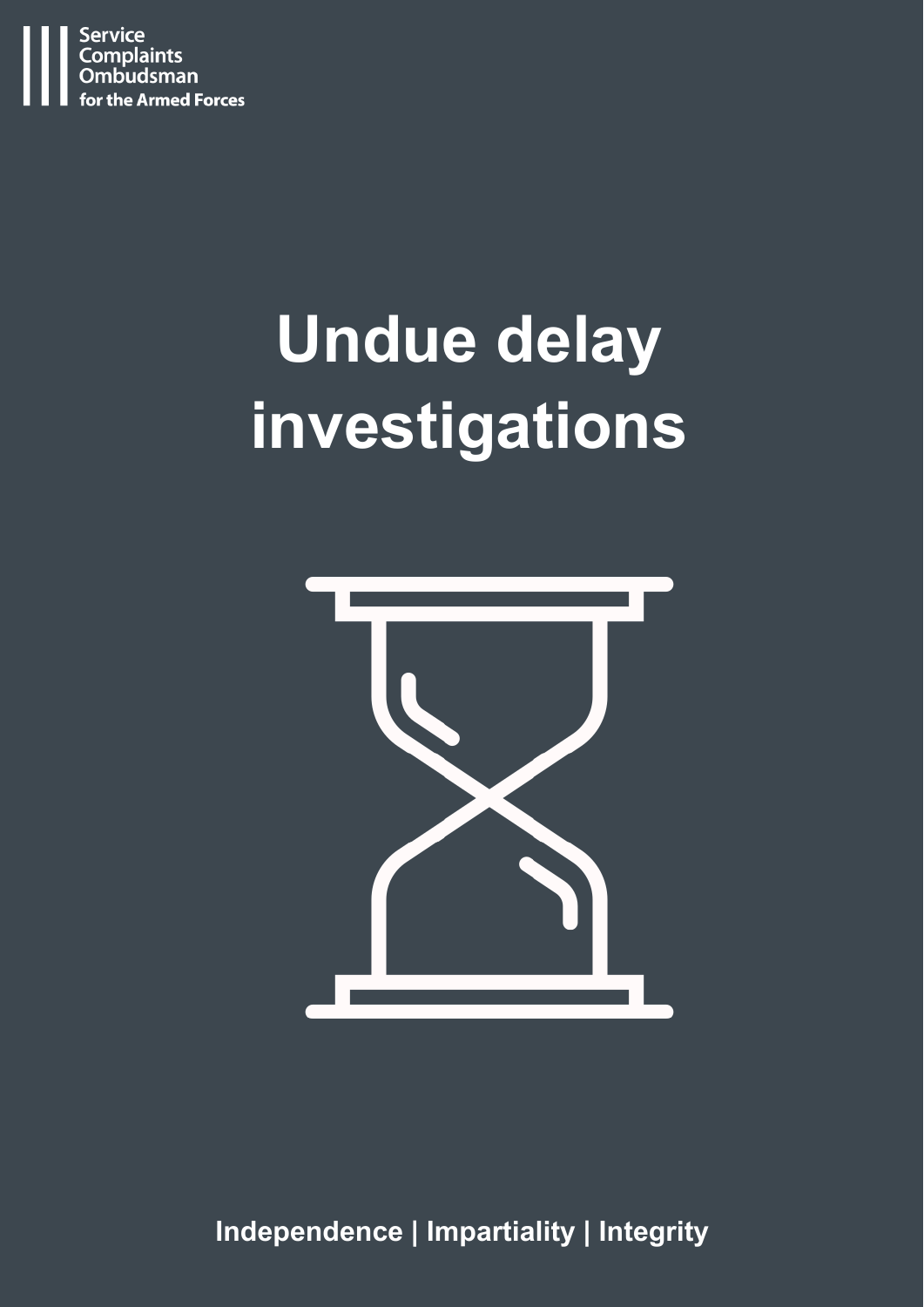Service Complaints Ombudsman for the Armed Forces

# Undue delay investigations

**Independence | Impartiality | Integrity**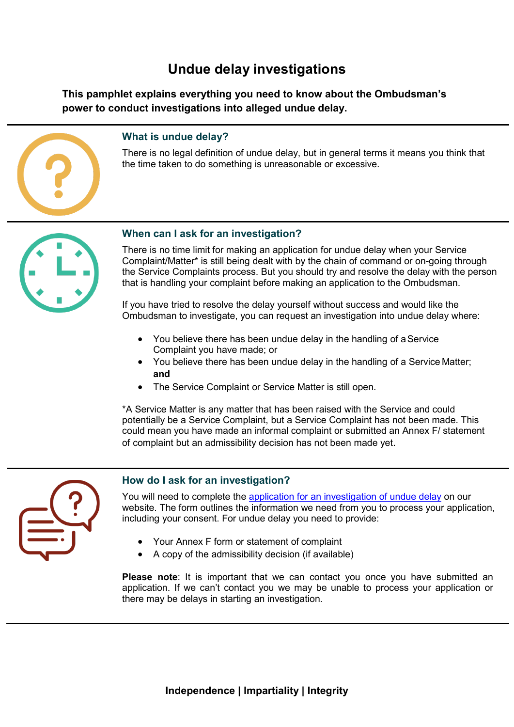# Undue delay investigations

**This pamphlet explains everything you need to know about the Ombudsman's power to conduct investigations into alleged undue delay.**

## What is undue delay?

There is no legal definition of undue delay, but in general terms it means you think that the time taken to do something is unreasonable or excessive.

## When can I ask for an investigation?

There is no time limit for making an application for undue delay when your Service Complaint/Matter* is still being dealt with by the chain of command or on-going through the Service Complaints process. But you should try and resolve the delay with the person that is handling your complaint before making an application to the Ombudsman.

If you have tried to resolve the delay yourself without success and would like the Ombudsman to investigate, you can request an investigation into undue delay where:

- You believe there has been undue delay in the handling of a Service Complaint you have made; or
- You believe there has been undue delay in the handling of a Service Matter; **and**
- The Service Complaint or Service Matter is still open.

*A Service Matter is any matter that has been raised with the Service and could potentially be a Service Complaint, but a Service Complaint has not been made. This could mean you have made an informal complaint or submitted an Annex F/ statement of complaint but an admissibility decision has not been made yet.

## How do I ask for an investigation?

You will need to complete the application for an investigation of undue delay on our website. The form outlines the information we need from you to process your application, including your consent. For undue delay you need to provide:

- Your Annex F form or statement of complaint
- A copy of the admissibility decision (if available)

**Please note**: It is important that we can contact you once you have submitted an application. If we can't contact you we may be unable to process your application or there may be delays in starting an investigation.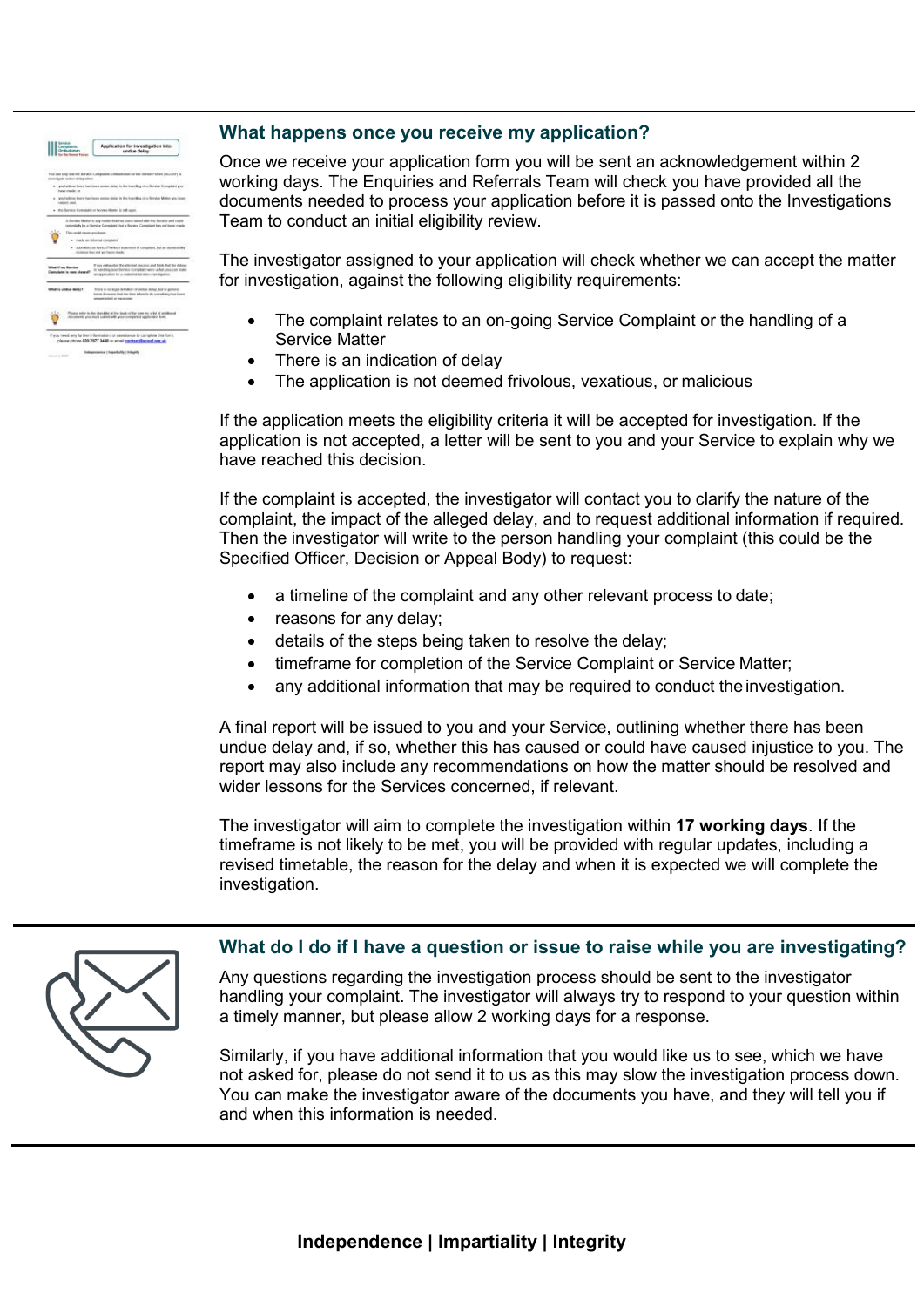## What happens once you receive my application?

Once we receive your application form you will be sent an acknowledgement within 2 working days. The Enquiries and Referrals Team will check you have provided all the documents needed to process your application before it is passed onto the Investigations Team to conduct an initial eligibility review.

The investigator assigned to your application will check whether we can accept the matter for investigation, against the following eligibility requirements:

- The complaint relates to an on-going Service Complaint or the handling of a Service Matter
- There is an indication of delay
- The application is not deemed frivolous, vexatious, or malicious

If the application meets the eligibility criteria it will be accepted for investigation. If the application is not accepted, a letter will be sent to you and your Service to explain why we have reached this decision.

If the complaint is accepted, the investigator will contact you to clarify the nature of the complaint, the impact of the alleged delay, and to request additional information if required. Then the investigator will write to the person handling your complaint (this could be the Specified Officer, Decision or Appeal Body) to request:

- a timeline of the complaint and any other relevant process to date;
- reasons for any delay;
- details of the steps being taken to resolve the delay;
- timeframe for completion of the Service Complaint or Service Matter;
- any additional information that may be required to conduct the investigation.

A final report will be issued to you and your Service, outlining whether there has been undue delay and, if so, whether this has caused or could have caused injustice to you. The report may also include any recommendations on how the matter should be resolved and wider lessons for the Services concerned, if relevant.

The investigator will aim to complete the investigation within **17 working days**. If the timeframe is not likely to be met, you will be provided with regular updates, including a revised timetable, the reason for the delay and when it is expected we will complete the investigation.

## What do I do if I have a question or issue to raise while you are investigating?

Any questions regarding the investigation process should be sent to the investigator handling your complaint. The investigator will always try to respond to your question within a timely manner, but please allow 2 working days for a response.

Similarly, if you have additional information that you would like us to see, which we have not asked for, please do not send it to us as this may slow the investigation process down. You can make the investigator aware of the documents you have, and they will tell you if and when this information is needed.

**Independence | Impartiality | Integrity**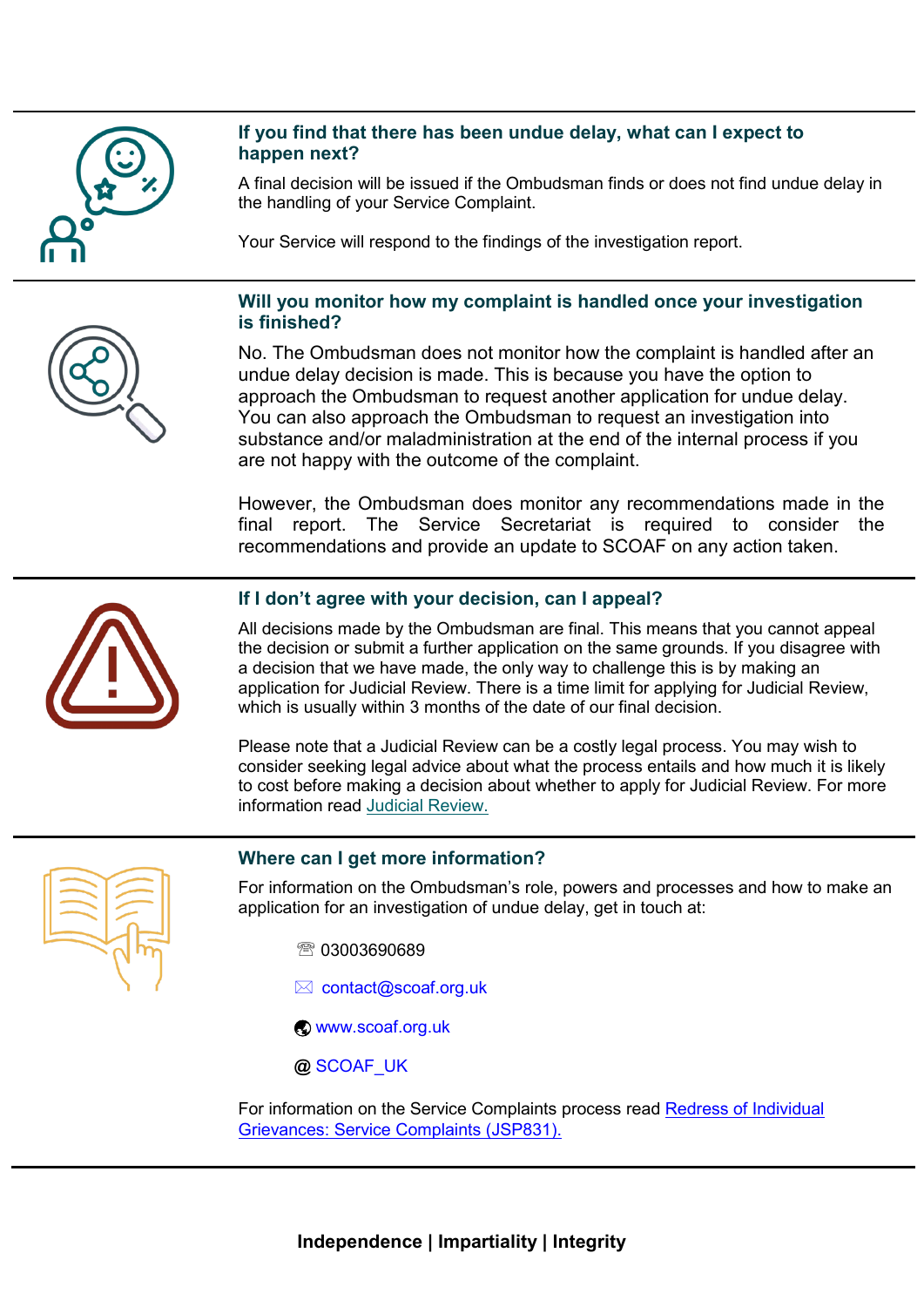### If you find that there has been undue delay, what can I expect to happen next?

A final decision will be issued if the Ombudsman finds or does not find undue delay in the handling of your Service Complaint.

Your Service will respond to the findings of the investigation report.

### Will you monitor how my complaint is handled once your investigation is finished?

No. The Ombudsman does not monitor how the complaint is handled after an undue delay decision is made. This is because you have the option to approach the Ombudsman to request another application for undue delay. You can also approach the Ombudsman to request an investigation into substance and/or maladministration at the end of the internal process if you are not happy with the outcome of the complaint.

However, the Ombudsman does monitor any recommendations made in the final report. The Service Secretariat is required to consider the recommendations and provide an update to SCOAF on any action taken.

### If I don't agree with your decision, can I appeal?

All decisions made by the Ombudsman are final. This means that you cannot appeal the decision or submit a further application on the same grounds. If you disagree with a decision that we have made, the only way to challenge this is by making an application for Judicial Review. There is a time limit for applying for Judicial Review, which is usually within 3 months of the date of our final decision.

Please note that a Judicial Review can be a costly legal process. You may wish to consider seeking legal advice about what the process entails and how much it is likely to cost before making a decision about whether to apply for Judicial Review. For more information read Judicial Review.

### Where can I get more information?

For information on the Ombudsman's role, powers and processes and how to make an application for an investigation of undue delay, get in touch at:

- ☏ 03003690689
- ✉ contact@scoaf.org.uk
- www.scoaf.org.uk
- @ SCOAF_UK

For information on the Service Complaints process read Redress of Individual Grievances: Service Complaints (JSP831).

**Independence | Impartiality | Integrity**